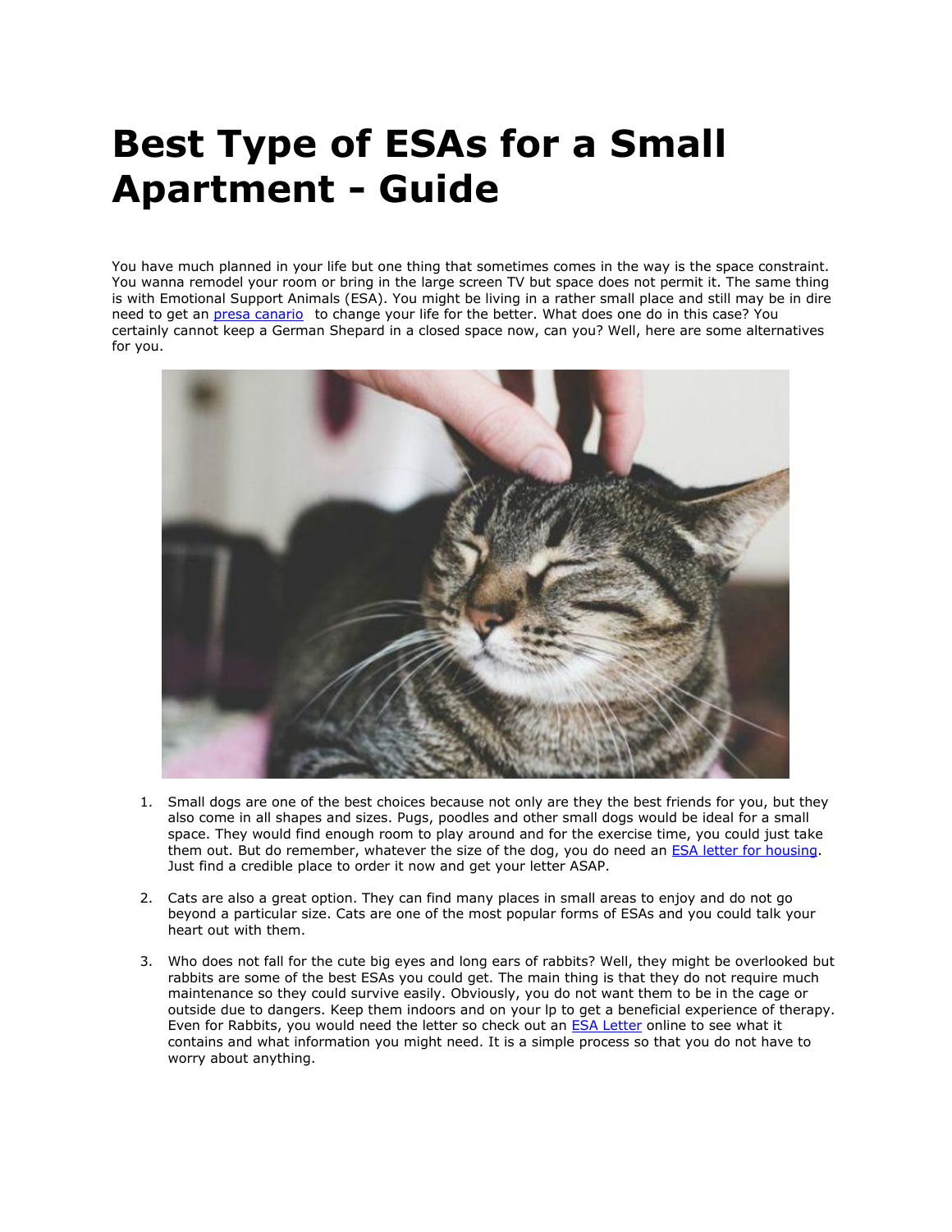# Best Type of ESAs for a Small Apartment - Guide

You have much planned in your life but one thing that sometimes comes in the way is the space constraint. You wanna remodel your room or bring in the large screen TV but space does not permit it. The same thing is with Emotional Support Animals (ESA). You might be living in a rather small place and still may be in dire need to get an [presa canario](#) to change your life for the better. What does one do in this case? You certainly cannot keep a German Shepard in a closed space now, can you? Well, here are some alternatives for you.

1. Small dogs are one of the best choices because not only are they the best friends for you, but they also come in all shapes and sizes. Pugs, poodles and other small dogs would be ideal for a small space. They would find enough room to play around and for the exercise time, you could just take them out. But do remember, whatever the size of the dog, you do need an [ESA letter for housing](#). Just find a credible place to order it now and get your letter ASAP.

2. Cats are also a great option. They can find many places in small areas to enjoy and do not go beyond a particular size. Cats are one of the most popular forms of ESAs and you could talk your heart out with them.

3. Who does not fall for the cute big eyes and long ears of rabbits? Well, they might be overlooked but rabbits are some of the best ESAs you could get. The main thing is that they do not require much maintenance so they could survive easily. Obviously, you do not want them to be in the cage or outside due to dangers. Keep them indoors and on your lp to get a beneficial experience of therapy. Even for Rabbits, you would need the letter so check out an [ESA Letter](#) online to see what it contains and what information you might need. It is a simple process so that you do not have to worry about anything.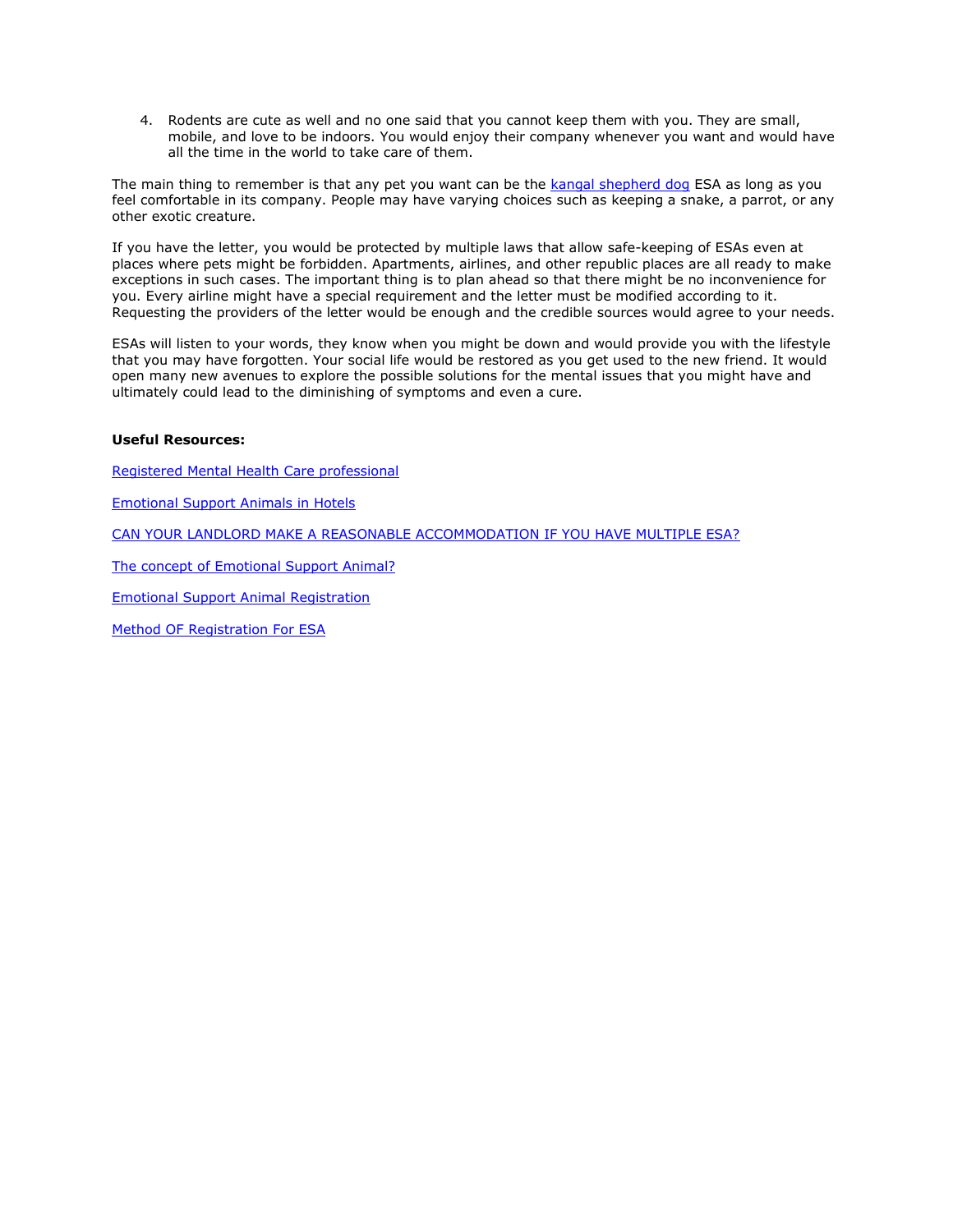4. Rodents are cute as well and no one said that you cannot keep them with you. They are small, mobile, and love to be indoors. You would enjoy their company whenever you want and would have all the time in the world to take care of them.

The main thing to remember is that any pet you want can be the kangal shepherd dog ESA as long as you feel comfortable in its company. People may have varying choices such as keeping a snake, a parrot, or any other exotic creature.

If you have the letter, you would be protected by multiple laws that allow safe-keeping of ESAs even at places where pets might be forbidden. Apartments, airlines, and other republic places are all ready to make exceptions in such cases. The important thing is to plan ahead so that there might be no inconvenience for you. Every airline might have a special requirement and the letter must be modified according to it. Requesting the providers of the letter would be enough and the credible sources would agree to your needs.

ESAs will listen to your words, they know when you might be down and would provide you with the lifestyle that you may have forgotten. Your social life would be restored as you get used to the new friend. It would open many new avenues to explore the possible solutions for the mental issues that you might have and ultimately could lead to the diminishing of symptoms and even a cure.

**Useful Resources:**

Registered Mental Health Care professional

Emotional Support Animals in Hotels

CAN YOUR LANDLORD MAKE A REASONABLE ACCOMMODATION IF YOU HAVE MULTIPLE ESA?

The concept of Emotional Support Animal?

Emotional Support Animal Registration

Method OF Registration For ESA